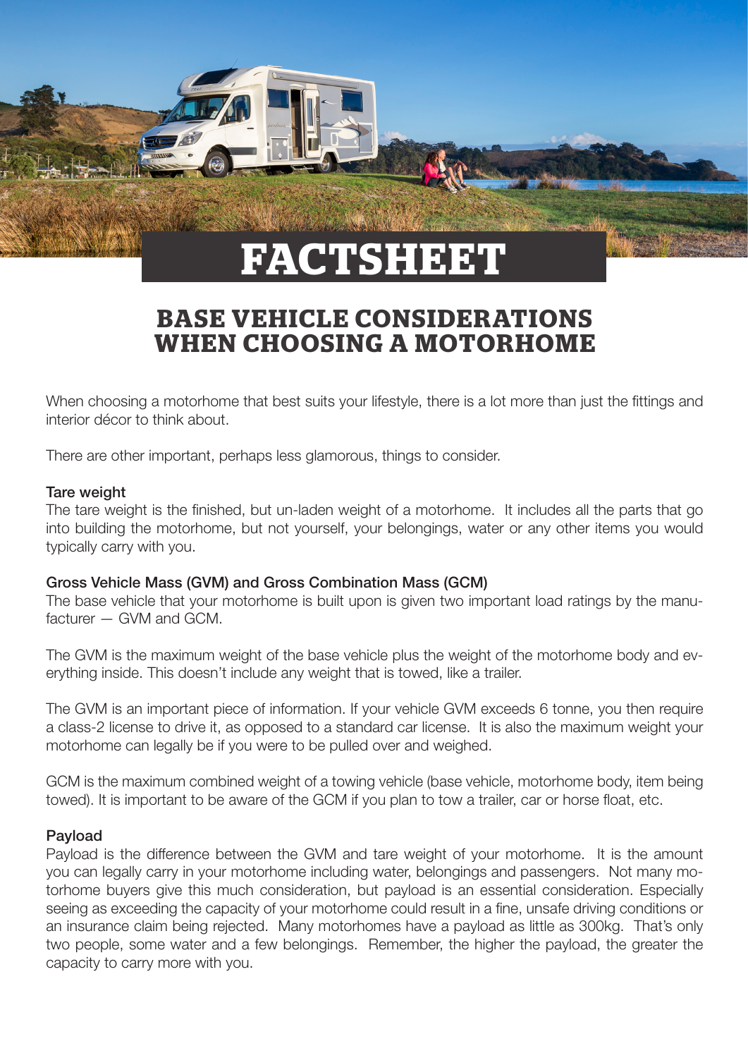# FACTSHEET

## BASE VEHICLE CONSIDERATIONS WHEN CHOOSING A MOTORHOME

When choosing a motorhome that best suits your lifestyle, there is a lot more than just the fittings and interior décor to think about.

There are other important, perhaps less glamorous, things to consider.

### Tare weight

The tare weight is the finished, but un-laden weight of a motorhome. It includes all the parts that go into building the motorhome, but not yourself, your belongings, water or any other items you would typically carry with you.

### Gross Vehicle Mass (GVM) and Gross Combination Mass (GCM)

The base vehicle that your motorhome is built upon is given two important load ratings by the manufacturer — GVM and GCM.

The GVM is the maximum weight of the base vehicle plus the weight of the motorhome body and everything inside. This doesn't include any weight that is towed, like a trailer.

The GVM is an important piece of information. If your vehicle GVM exceeds 6 tonne, you then require a class-2 license to drive it, as opposed to a standard car license. It is also the maximum weight your motorhome can legally be if you were to be pulled over and weighed.

GCM is the maximum combined weight of a towing vehicle (base vehicle, motorhome body, item being towed). It is important to be aware of the GCM if you plan to tow a trailer, car or horse float, etc.

### Payload

Payload is the difference between the GVM and tare weight of your motorhome. It is the amount you can legally carry in your motorhome including water, belongings and passengers. Not many motorhome buyers give this much consideration, but payload is an essential consideration. Especially seeing as exceeding the capacity of your motorhome could result in a fine, unsafe driving conditions or an insurance claim being rejected. Many motorhomes have a payload as little as 300kg. That's only two people, some water and a few belongings. Remember, the higher the payload, the greater the capacity to carry more with you.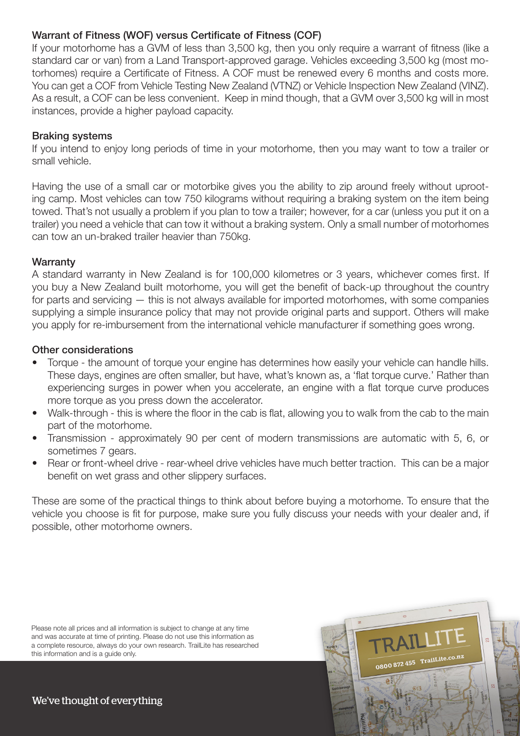### Warrant of Fitness (WOF) versus Certificate of Fitness (COF)

If your motorhome has a GVM of less than 3,500 kg, then you only require a warrant of fitness (like a standard car or van) from a Land Transport-approved garage. Vehicles exceeding 3,500 kg (most motorhomes) require a Certificate of Fitness. A COF must be renewed every 6 months and costs more. You can get a COF from Vehicle Testing New Zealand (VTNZ) or Vehicle Inspection New Zealand (VINZ). As a result, a COF can be less convenient. Keep in mind though, that a GVM over 3,500 kg will in most instances, provide a higher payload capacity.

### Braking systems

If you intend to enjoy long periods of time in your motorhome, then you may want to tow a trailer or small vehicle.

Having the use of a small car or motorbike gives you the ability to zip around freely without uprooting camp. Most vehicles can tow 750 kilograms without requiring a braking system on the item being towed. That's not usually a problem if you plan to tow a trailer; however, for a car (unless you put it on a trailer) you need a vehicle that can tow it without a braking system. Only a small number of motorhomes can tow an un-braked trailer heavier than 750kg.

### Warranty

A standard warranty in New Zealand is for 100,000 kilometres or 3 years, whichever comes first. If you buy a New Zealand built motorhome, you will get the benefit of back-up throughout the country for parts and servicing — this is not always available for imported motorhomes, with some companies supplying a simple insurance policy that may not provide original parts and support. Others will make you apply for re-imbursement from the international vehicle manufacturer if something goes wrong.

### Other considerations

- Torque - the amount of torque your engine has determines how easily your vehicle can handle hills. These days, engines are often smaller, but have, what's known as, a 'flat torque curve.' Rather than experiencing surges in power when you accelerate, an engine with a flat torque curve produces more torque as you press down the accelerator.
- Walk-through - this is where the floor in the cab is flat, allowing you to walk from the cab to the main part of the motorhome.
- Transmission - approximately 90 per cent of modern transmissions are automatic with 5, 6, or sometimes 7 gears.
- Rear or front-wheel drive - rear-wheel drive vehicles have much better traction. This can be a major benefit on wet grass and other slippery surfaces.

These are some of the practical things to think about before buying a motorhome. To ensure that the vehicle you choose is fit for purpose, make sure you fully discuss your needs with your dealer and, if possible, other motorhome owners.

Please note all prices and all information is subject to change at any time and was accurate at time of printing. Please do not use this information as a complete resource, always do your own research. TrailLite has researched this information and is a guide only.

TRAILLITE

0800 872 455 TrailLite.co.nz

We've thought of everything